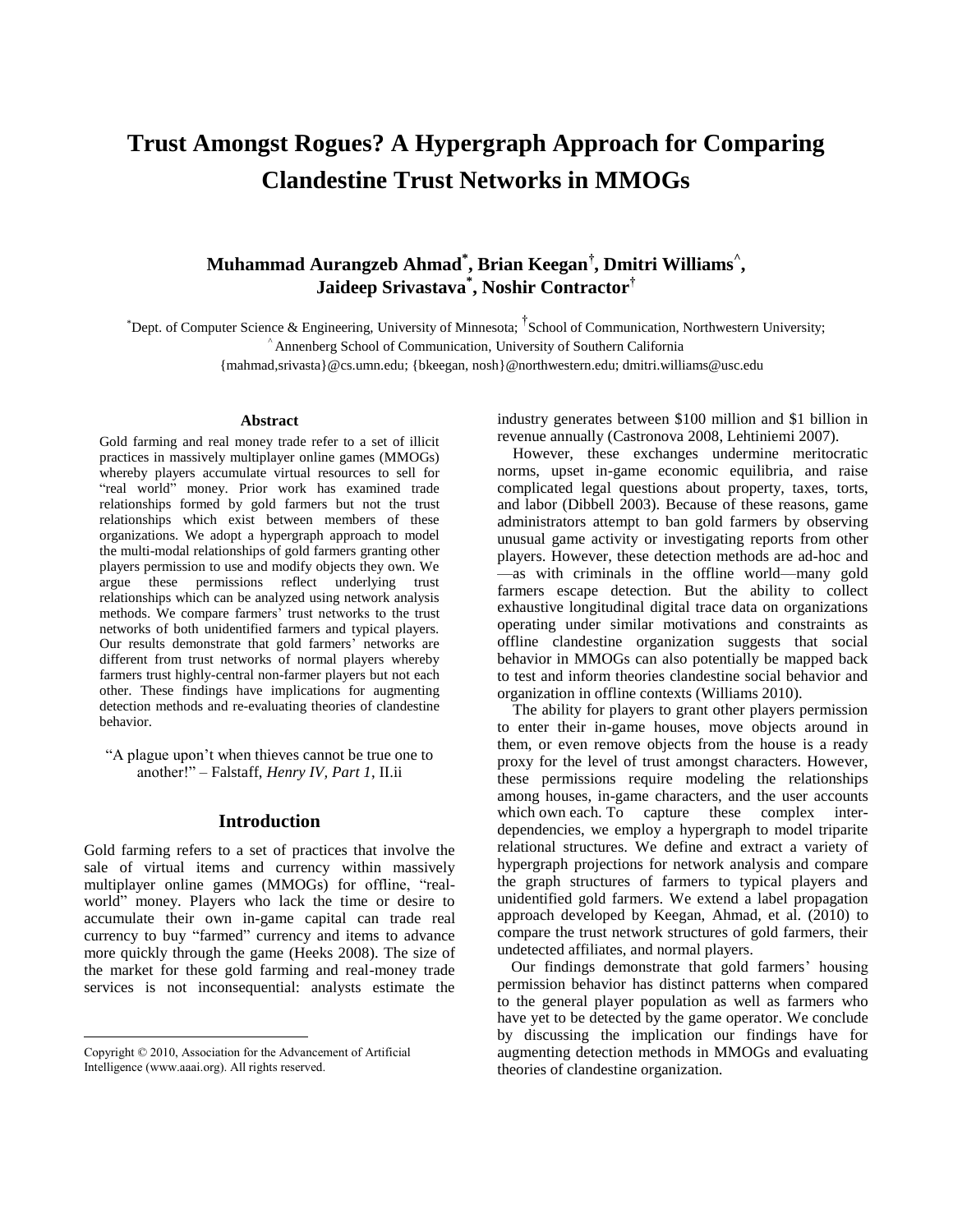# Trust Amongst Rogues? A Hypergraph Approach for Comparing Clandestine Trust Networks in MMOGs

**Muhammad Aurangzeb Ahmad[*], Brian Keegan[†], Dmitri Williams[^], Jaideep Srivastava[*], Noshir Contractor[†]**

[*]Dept. of Computer Science & Engineering, University of Minnesota; [†]School of Communication, Northwestern University; [^] Annenberg School of Communication, University of Southern California
{mahmad,srivasta}@cs.umn.edu; {bkeegan, nosh}@northwestern.edu; dmitri.williams@usc.edu

### Abstract

Gold farming and real money trade refer to a set of illicit practices in massively multiplayer online games (MMOGs) whereby players accumulate virtual resources to sell for "real world" money. Prior work has examined trade relationships formed by gold farmers but not the trust relationships which exist between members of these organizations. We adopt a hypergraph approach to model the multi-modal relationships of gold farmers granting other players permission to use and modify objects they own. We argue these permissions reflect underlying trust relationships which can be analyzed using network analysis methods. We compare farmers' trust networks to the trust networks of both unidentified farmers and typical players. Our results demonstrate that gold farmers' networks are different from trust networks of normal players whereby farmers trust highly-central non-farmer players but not each other. These findings have implications for augmenting detection methods and re-evaluating theories of clandestine behavior.

"A plague upon't when thieves cannot be true one to another!" – Falstaff, *Henry IV, Part 1*, II.ii

## Introduction

Gold farming refers to a set of practices that involve the sale of virtual items and currency within massively multiplayer online games (MMOGs) for offline, "real-world" money. Players who lack the time or desire to accumulate their own in-game capital can trade real currency to buy "farmed" currency and items to advance more quickly through the game (Heeks 2008). The size of the market for these gold farming and real-money trade services is not inconsequential: analysts estimate the industry generates between \$100 million and \$1 billion in revenue annually (Castronova 2008, Lehtiniemi 2007).

However, these exchanges undermine meritocratic norms, upset in-game economic equilibria, and raise complicated legal questions about property, taxes, torts, and labor (Dibbell 2003). Because of these reasons, game administrators attempt to ban gold farmers by observing unusual game activity or investigating reports from other players. However, these detection methods are ad-hoc and —as with criminals in the offline world—many gold farmers escape detection. But the ability to collect exhaustive longitudinal digital trace data on organizations operating under similar motivations and constraints as offline clandestine organization suggests that social behavior in MMOGs can also potentially be mapped back to test and inform theories clandestine social behavior and organization in offline contexts (Williams 2010).

The ability for players to grant other players permission to enter their in-game houses, move objects around in them, or even remove objects from the house is a ready proxy for the level of trust amongst characters. However, these permissions require modeling the relationships among houses, in-game characters, and the user accounts which own each. To capture these complex inter-dependencies, we employ a hypergraph to model triparite relational structures. We define and extract a variety of hypergraph projections for network analysis and compare the graph structures of farmers to typical players and unidentified gold farmers. We extend a label propagation approach developed by Keegan, Ahmad, et al. (2010) to compare the trust network structures of gold farmers, their undetected affiliates, and normal players.

Our findings demonstrate that gold farmers' housing permission behavior has distinct patterns when compared to the general player population as well as farmers who have yet to be detected by the game operator. We conclude by discussing the implication our findings have for augmenting detection methods in MMOGs and evaluating theories of clandestine organization.

Copyright © 2010, Association for the Advancement of Artificial Intelligence (www.aaai.org). All rights reserved.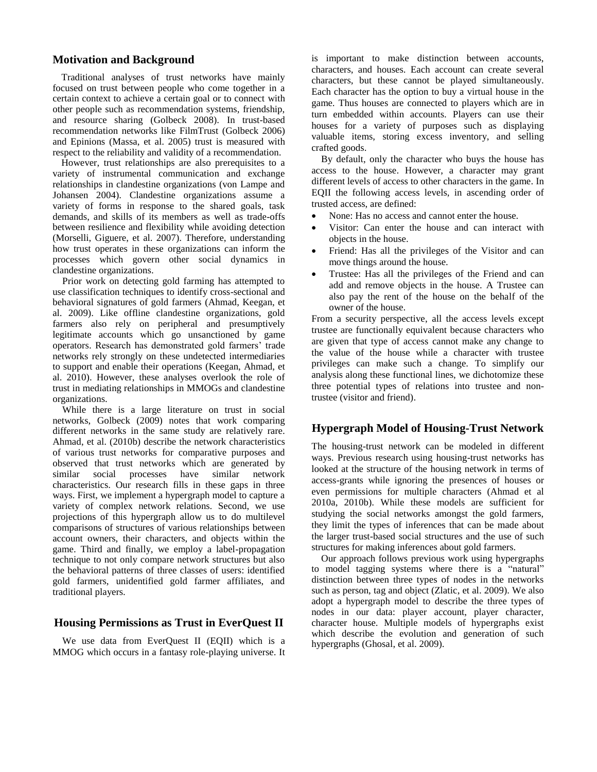## Motivation and Background

Traditional analyses of trust networks have mainly focused on trust between people who come together in a certain context to achieve a certain goal or to connect with other people such as recommendation systems, friendship, and resource sharing (Golbeck 2008). In trust-based recommendation networks like FilmTrust (Golbeck 2006) and Epinions (Massa, et al. 2005) trust is measured with respect to the reliability and validity of a recommendation.

However, trust relationships are also prerequisites to a variety of instrumental communication and exchange relationships in clandestine organizations (von Lampe and Johansen 2004). Clandestine organizations assume a variety of forms in response to the shared goals, task demands, and skills of its members as well as trade-offs between resilience and flexibility while avoiding detection (Morselli, Giguere, et al. 2007). Therefore, understanding how trust operates in these organizations can inform the processes which govern other social dynamics in clandestine organizations.

Prior work on detecting gold farming has attempted to use classification techniques to identify cross-sectional and behavioral signatures of gold farmers (Ahmad, Keegan, et al. 2009). Like offline clandestine organizations, gold farmers also rely on peripheral and presumptively legitimate accounts which go unsanctioned by game operators. Research has demonstrated gold farmers' trade networks rely strongly on these undetected intermediaries to support and enable their operations (Keegan, Ahmad, et al. 2010). However, these analyses overlook the role of trust in mediating relationships in MMOGs and clandestine organizations.

While there is a large literature on trust in social networks, Golbeck (2009) notes that work comparing different networks in the same study are relatively rare. Ahmad, et al. (2010b) describe the network characteristics of various trust networks for comparative purposes and observed that trust networks which are generated by similar social processes have similar network characteristics. Our research fills in these gaps in three ways. First, we implement a hypergraph model to capture a variety of complex network relations. Second, we use projections of this hypergraph allow us to do multilevel comparisons of structures of various relationships between account owners, their characters, and objects within the game. Third and finally, we employ a label-propagation technique to not only compare network structures but also the behavioral patterns of three classes of users: identified gold farmers, unidentified gold farmer affiliates, and traditional players.

## Housing Permissions as Trust in EverQuest II

We use data from EverQuest II (EQII) which is a MMOG which occurs in a fantasy role-playing universe. It is important to make distinction between accounts, characters, and houses. Each account can create several characters, but these cannot be played simultaneously. Each character has the option to buy a virtual house in the game. Thus houses are connected to players which are in turn embedded within accounts. Players can use their houses for a variety of purposes such as displaying valuable items, storing excess inventory, and selling crafted goods.

By default, only the character who buys the house has access to the house. However, a character may grant different levels of access to other characters in the game. In EQII the following access levels, in ascending order of trusted access, are defined:

- None: Has no access and cannot enter the house.
- Visitor: Can enter the house and can interact with objects in the house.
- Friend: Has all the privileges of the Visitor and can move things around the house.
- Trustee: Has all the privileges of the Friend and can add and remove objects in the house. A Trustee can also pay the rent of the house on the behalf of the owner of the house.

From a security perspective, all the access levels except trustee are functionally equivalent because characters who are given that type of access cannot make any change to the value of the house while a character with trustee privileges can make such a change. To simplify our analysis along these functional lines, we dichotomize these three potential types of relations into trustee and non-trustee (visitor and friend).

## Hypergraph Model of Housing-Trust Network

The housing-trust network can be modeled in different ways. Previous research using housing-trust networks has looked at the structure of the housing network in terms of access-grants while ignoring the presences of houses or even permissions for multiple characters (Ahmad et al 2010a, 2010b). While these models are sufficient for studying the social networks amongst the gold farmers, they limit the types of inferences that can be made about the larger trust-based social structures and the use of such structures for making inferences about gold farmers.

Our approach follows previous work using hypergraphs to model tagging systems where there is a "natural" distinction between three types of nodes in the networks such as person, tag and object (Zlatic, et al. 2009). We also adopt a hypergraph model to describe the three types of nodes in our data: player account, player character, character house. Multiple models of hypergraphs exist which describe the evolution and generation of such hypergraphs (Ghosal, et al. 2009).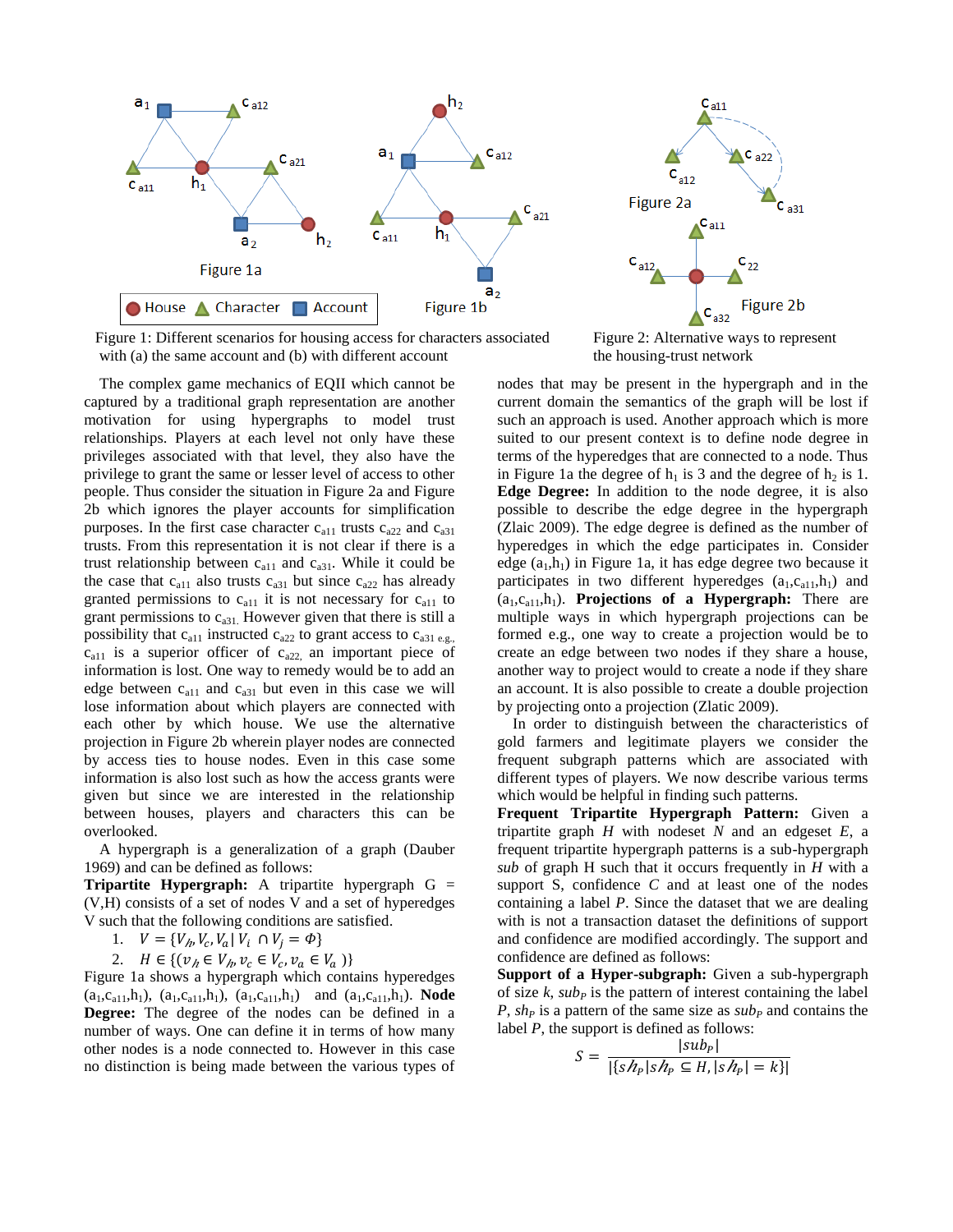a1 c a12 c a11 h1 c a21 a2 h2

Figure 1a

House Character Account

h2 a1 c a12 c a11 h1 c a21 a2

Figure 1b

Figure 1: Different scenarios for housing access for characters associated with (a) the same account and (b) with different account

c a11 c a12 c a22 c a31

Figure 2a

c a11 c a12 c 22 c a32

Figure 2b

Figure 2: Alternative ways to represent the housing-trust network

The complex game mechanics of EQII which cannot be captured by a traditional graph representation are another motivation for using hypergraphs to model trust relationships. Players at each level not only have these privileges associated with that level, they also have the privilege to grant the same or lesser level of access to other people. Thus consider the situation in Figure 2a and Figure 2b which ignores the player accounts for simplification purposes. In the first case character $c_{a11}$ trusts $c_{a22}$ and $c_{a31}$ trusts. From this representation it is not clear if there is a trust relationship between $c_{a11}$ and $c_{a31}$. While it could be the case that $c_{a11}$ also trusts $c_{a31}$ but since $c_{a22}$ has already granted permissions to $c_{a11}$ it is not necessary for $c_{a11}$ to grant permissions to $c_{a31}$. However given that there is still a possibility that $c_{a11}$ instructed $c_{a22}$ to grant access to $c_{a31}$ e.g., $c_{a11}$ is a superior officer of $c_{a22}$, an important piece of information is lost. One way to remedy would be to add an edge between $c_{a11}$ and $c_{a31}$ but even in this case we will lose information about which players are connected with each other by which house. We use the alternative projection in Figure 2b wherein player nodes are connected by access ties to house nodes. Even in this case some information is also lost such as how the access grants were given but since we are interested in the relationship between houses, players and characters this can be overlooked.

A hypergraph is a generalization of a graph (Dauber 1969) and can be defined as follows:

**Tripartite Hypergraph:** A tripartite hypergraph G = (V,H) consists of a set of nodes V and a set of hyperedges V such that the following conditions are satisfied.

1. $V = \{V_h, V_c, V_a \mid V_i \cap V_j = \Phi\}$
2. $H \in \{(v_h \in V_h, v_c \in V_c, v_a \in V_a)\}$

Figure 1a shows a hypergraph which contains hyperedges $(a_1,c_{a11},h_1)$, $(a_1,c_{a11},h_1)$, $(a_1,c_{a11},h_1)$ and $(a_1,c_{a11},h_1)$. **Node Degree:** The degree of the nodes can be defined in a number of ways. One can define it in terms of how many other nodes is a node connected to. However in this case no distinction is being made between the various types of nodes that may be present in the hypergraph and in the current domain the semantics of the graph will be lost if such an approach is used. Another approach which is more suited to our present context is to define node degree in terms of the hyperedges that are connected to a node. Thus in Figure 1a the degree of $h_1$ is 3 and the degree of $h_2$ is 1. **Edge Degree:** In addition to the node degree, it is also possible to describe the edge degree in the hypergraph (Zlaic 2009). The edge degree is defined as the number of hyperedges in which the edge participates in. Consider edge $(a_1,h_1)$ in Figure 1a, it has edge degree two because it participates in two different hyperedges $(a_1,c_{a11},h_1)$ and $(a_1,c_{a11},h_1)$. **Projections of a Hypergraph:** There are multiple ways in which hypergraph projections can be formed e.g., one way to create a projection would be to create an edge between two nodes if they share a house, another way to project would to create a node if they share an account. It is also possible to create a double projection by projecting onto a projection (Zlatic 2009).

In order to distinguish between the characteristics of gold farmers and legitimate players we consider the frequent subgraph patterns which are associated with different types of players. We now describe various terms which would be helpful in finding such patterns.

**Frequent Tripartite Hypergraph Pattern:** Given a tripartite graph *H* with nodeset *N* and an edgeset *E*, a frequent tripartite hypergraph patterns is a sub-hypergraph *sub* of graph H such that it occurs frequently in *H* with a support S, confidence *C* and at least one of the nodes containing a label *P*. Since the dataset that we are dealing with is not a transaction dataset the definitions of support and confidence are modified accordingly. The support and confidence are defined as follows:

**Support of a Hyper-subgraph:** Given a sub-hypergraph of size *k*, $sub_P$ is the pattern of interest containing the label *P*, $sh_P$ is a pattern of the same size as $sub_P$ and contains the label *P*, the support is defined as follows:

$$S = \frac{|sub_P|}{|\{sh_P \mid sh_P \subseteq H, |sh_P| = k\}|}$$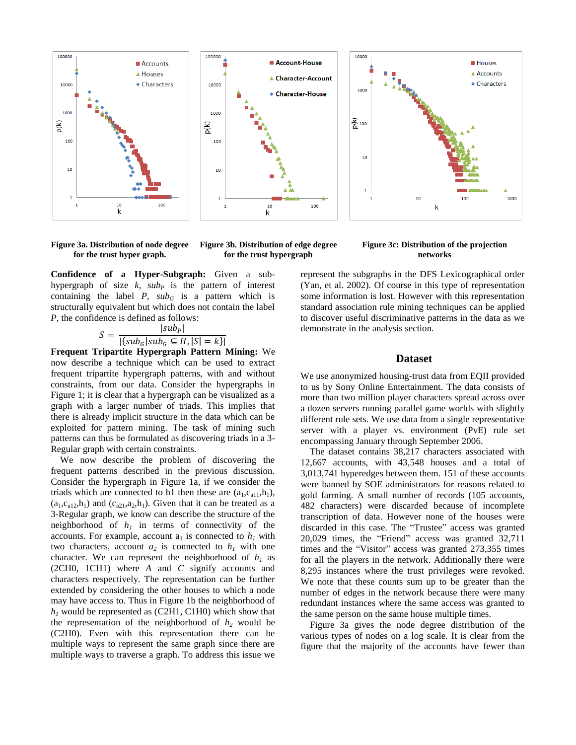100000
10000
1000
100
10
1
1
10
100
p(k)
k
Accounts
Houses
Characters

100000
10000
1000
100
10
1
1
10
100
p(k)
k
Account-House
Character-Account
Character-House

10000
1000
100
10
1
1
10
100
1000
p(k)
k
Houses
Accounts
Characters

**Figure 3a. Distribution of node degree for the trust hyper graph.**

**Figure 3b. Distribution of edge degree for the trust hypergraph**

**Figure 3c: Distribution of the projection networks**

**Confidence of a Hyper-Subgraph:** Given a sub-hypergraph of size $k$, $sub_P$ is the pattern of interest containing the label $P$, $sub_G$ is a pattern which is structurally equivalent but which does not contain the label $P$, the confidence is defined as follows:

$$S = \frac{|sub_P|}{|\{sub_G | sub_G \subseteq H, |S| = k\}|}$$

**Frequent Tripartite Hypergraph Pattern Mining:** We now describe a technique which can be used to extract frequent tripartite hypergraph patterns, with and without constraints, from our data. Consider the hypergraphs in Figure 1; it is clear that a hypergraph can be visualized as a graph with a larger number of triads. This implies that there is already implicit structure in the data which can be exploited for pattern mining. The task of mining such patterns can thus be formulated as discovering triads in a 3-Regular graph with certain constraints.

We now describe the problem of discovering the frequent patterns described in the previous discussion. Consider the hypergraph in Figure 1a, if we consider the triads which are connected to h1 then these are ($a_1$,$c_{a11}$,$h_1$), ($a_1$,$c_{a12}$,$h_1$) and ($c_{a21}$,$a_2$,$h_1$). Given that it can be treated as a 3-Regular graph, we know can describe the structure of the neighborhood of $h_1$ in terms of connectivity of the accounts. For example, account $a_1$ is connected to $h_1$ with two characters, account $a_2$ is connected to $h_1$ with one character. We can represent the neighborhood of $h_1$ as (2CH0, 1CH1) where $A$ and $C$ signify accounts and characters respectively. The representation can be further extended by considering the other houses to which a node may have access to. Thus in Figure 1b the neighborhood of $h_1$ would be represented as (C2H1, C1H0) which show that the representation of the neighborhood of $h_2$ would be (C2H0). Even with this representation there can be multiple ways to represent the same graph since there are multiple ways to traverse a graph. To address this issue we represent the subgraphs in the DFS Lexicographical order (Yan, et al. 2002). Of course in this type of representation some information is lost. However with this representation standard association rule mining techniques can be applied to discover useful discriminative patterns in the data as we demonstrate in the analysis section.

## Dataset

We use anonymized housing-trust data from EQII provided to us by Sony Online Entertainment. The data consists of more than two million player characters spread across over a dozen servers running parallel game worlds with slightly different rule sets. We use data from a single representative server with a player vs. environment (PvE) rule set encompassing January through September 2006.

The dataset contains 38,217 characters associated with 12,667 accounts, with 43,548 houses and a total of 3,013,741 hyperedges between them. 151 of these accounts were banned by SOE administrators for reasons related to gold farming. A small number of records (105 accounts, 482 characters) were discarded because of incomplete transcription of data. However none of the houses were discarded in this case. The "Trustee" access was granted 20,029 times, the "Friend" access was granted 32,711 times and the "Visitor" access was granted 273,355 times for all the players in the network. Additionally there were 8,295 instances where the trust privileges were revoked. We note that these counts sum up to be greater than the number of edges in the network because there were many redundant instances where the same access was granted to the same person on the same house multiple times.

Figure 3a gives the node degree distribution of the various types of nodes on a log scale. It is clear from the figure that the majority of the accounts have fewer than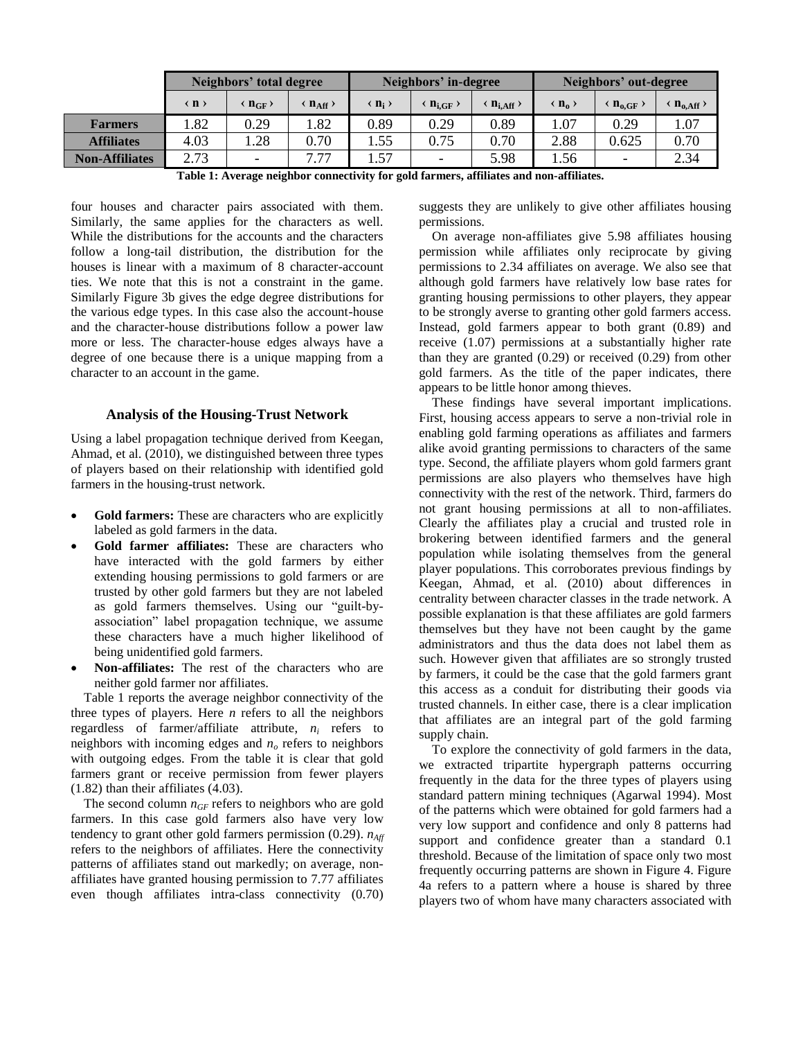| | Neighbors' total degree | | | Neighbors' in-degree | | | Neighbors' out-degree | | |
|---|---|---|---|---|---|---|---|---|---|
| | ‹ n › | ‹ $n_{GF}$ › | ‹ $n_{Aff}$ › | ‹ $n_i$ › | ‹ $n_{i,GF}$ › | ‹ $n_{i,Aff}$ › | ‹ $n_o$ › | ‹ $n_{o,GF}$ › | ‹ $n_{o,Aff}$ › |
| **Farmers** | 1.82 | 0.29 | 1.82 | 0.89 | 0.29 | 0.89 | 1.07 | 0.29 | 1.07 |
| **Affiliates** | 4.03 | 1.28 | 0.70 | 1.55 | 0.75 | 0.70 | 2.88 | 0.625 | 0.70 |
| **Non-Affiliates** | 2.73 | - | 7.77 | 1.57 | - | 5.98 | 1.56 | - | 2.34 |

**Table 1: Average neighbor connectivity for gold farmers, affiliates and non-affiliates.**

four houses and character pairs associated with them. Similarly, the same applies for the characters as well. While the distributions for the accounts and the characters follow a long-tail distribution, the distribution for the houses is linear with a maximum of 8 character-account ties. We note that this is not a constraint in the game. Similarly Figure 3b gives the edge degree distributions for the various edge types. In this case also the account-house and the character-house distributions follow a power law more or less. The character-house edges always have a degree of one because there is a unique mapping from a character to an account in the game.

### Analysis of the Housing-Trust Network

Using a label propagation technique derived from Keegan, Ahmad, et al. (2010), we distinguished between three types of players based on their relationship with identified gold farmers in the housing-trust network.

- **Gold farmers:** These are characters who are explicitly labeled as gold farmers in the data.
- **Gold farmer affiliates:** These are characters who have interacted with the gold farmers by either extending housing permissions to gold farmers or are trusted by other gold farmers but they are not labeled as gold farmers themselves. Using our "guilt-by-association" label propagation technique, we assume these characters have a much higher likelihood of being unidentified gold farmers.
- **Non-affiliates:** The rest of the characters who are neither gold farmer nor affiliates.

Table 1 reports the average neighbor connectivity of the three types of players. Here *n* refers to all the neighbors regardless of farmer/affiliate attribute, $n_i$ refers to neighbors with incoming edges and $n_o$ refers to neighbors with outgoing edges. From the table it is clear that gold farmers grant or receive permission from fewer players (1.82) than their affiliates (4.03).

The second column $n_{GF}$ refers to neighbors who are gold farmers. In this case gold farmers also have very low tendency to grant other gold farmers permission (0.29). $n_{Aff}$ refers to the neighbors of affiliates. Here the connectivity patterns of affiliates stand out markedly; on average, non-affiliates have granted housing permission to 7.77 affiliates even though affiliates intra-class connectivity (0.70) suggests they are unlikely to give other affiliates housing permissions.

On average non-affiliates give 5.98 affiliates housing permission while affiliates only reciprocate by giving permissions to 2.34 affiliates on average. We also see that although gold farmers have relatively low base rates for granting housing permissions to other players, they appear to be strongly averse to granting other gold farmers access. Instead, gold farmers appear to both grant (0.89) and receive (1.07) permissions at a substantially higher rate than they are granted (0.29) or received (0.29) from other gold farmers. As the title of the paper indicates, there appears to be little honor among thieves.

These findings have several important implications. First, housing access appears to serve a non-trivial role in enabling gold farming operations as affiliates and farmers alike avoid granting permissions to characters of the same type. Second, the affiliate players whom gold farmers grant permissions are also players who themselves have high connectivity with the rest of the network. Third, farmers do not grant housing permissions at all to non-affiliates. Clearly the affiliates play a crucial and trusted role in brokering between identified farmers and the general population while isolating themselves from the general player populations. This corroborates previous findings by Keegan, Ahmad, et al. (2010) about differences in centrality between character classes in the trade network. A possible explanation is that these affiliates are gold farmers themselves but they have not been caught by the game administrators and thus the data does not label them as such. However given that affiliates are so strongly trusted by farmers, it could be the case that the gold farmers grant this access as a conduit for distributing their goods via trusted channels. In either case, there is a clear implication that affiliates are an integral part of the gold farming supply chain.

To explore the connectivity of gold farmers in the data, we extracted tripartite hypergraph patterns occurring frequently in the data for the three types of players using standard pattern mining techniques (Agarwal 1994). Most of the patterns which were obtained for gold farmers had a very low support and confidence and only 8 patterns had support and confidence greater than a standard 0.1 threshold. Because of the limitation of space only two most frequently occurring patterns are shown in Figure 4. Figure 4a refers to a pattern where a house is shared by three players two of whom have many characters associated with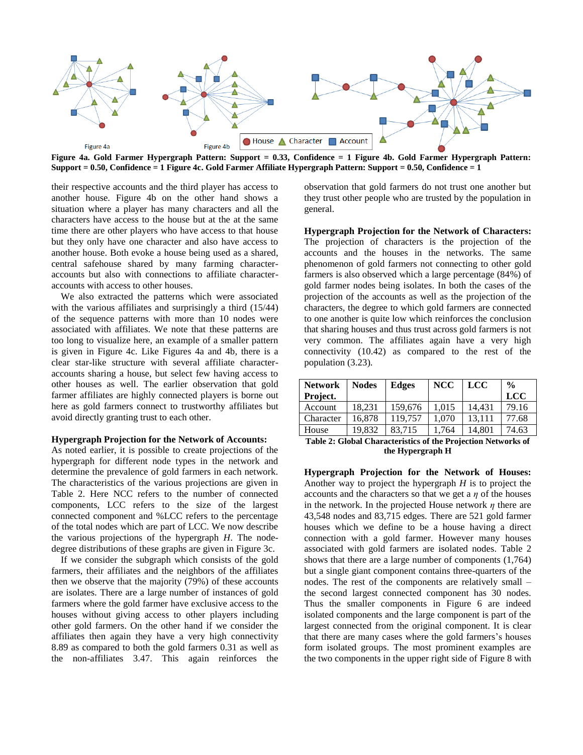Figure 4a

Figure 4b

House Character Account

**Figure 4a. Gold Farmer Hypergraph Pattern: Support = 0.33, Confidence = 1 Figure 4b. Gold Farmer Hypergraph Pattern: Support = 0.50, Confidence = 1 Figure 4c. Gold Farmer Affiliate Hypergraph Pattern: Support = 0.50, Confidence = 1**

their respective accounts and the third player has access to another house. Figure 4b on the other hand shows a situation where a player has many characters and all the characters have access to the house but at the at the same time there are other players who have access to that house but they only have one character and also have access to another house. Both evoke a house being used as a shared, central safehouse shared by many farming character-accounts but also with connections to affiliate character-accounts with access to other houses.

We also extracted the patterns which were associated with the various affiliates and surprisingly a third (15/44) of the sequence patterns with more than 10 nodes were associated with affiliates. We note that these patterns are too long to visualize here, an example of a smaller pattern is given in Figure 4c. Like Figures 4a and 4b, there is a clear star-like structure with several affiliate character-accounts sharing a house, but select few having access to other houses as well. The earlier observation that gold farmer affiliates are highly connected players is borne out here as gold farmers connect to trustworthy affiliates but avoid directly granting trust to each other.

**Hypergraph Projection for the Network of Accounts:** As noted earlier, it is possible to create projections of the hypergraph for different node types in the network and determine the prevalence of gold farmers in each network. The characteristics of the various projections are given in Table 2. Here NCC refers to the number of connected components, LCC refers to the size of the largest connected component and %LCC refers to the percentage of the total nodes which are part of LCC. We now describe the various projections of the hypergraph *H*. The node-degree distributions of these graphs are given in Figure 3c.

If we consider the subgraph which consists of the gold farmers, their affiliates and the neighbors of the affiliates then we observe that the majority (79%) of these accounts are isolates. There are a large number of instances of gold farmers where the gold farmer have exclusive access to the houses without giving access to other players including other gold farmers. On the other hand if we consider the affiliates then again they have a very high connectivity 8.89 as compared to both the gold farmers 0.31 as well as the non-affiliates 3.47. This again reinforces the observation that gold farmers do not trust one another but they trust other people who are trusted by the population in general.

**Hypergraph Projection for the Network of Characters:** The projection of characters is the projection of the accounts and the houses in the networks. The same phenomenon of gold farmers not connecting to other gold farmers is also observed which a large percentage (84%) of gold farmer nodes being isolates. In both the cases of the projection of the accounts as well as the projection of the characters, the degree to which gold farmers are connected to one another is quite low which reinforces the conclusion that sharing houses and thus trust across gold farmers is not very common. The affiliates again have a very high connectivity (10.42) as compared to the rest of the population (3.23).

| Network Project. | Nodes | Edges | NCC | LCC | % LCC |
|---|---|---|---|---|---|
| Account | 18,231 | 159,676 | 1,015 | 14,431 | 79.16 |
| Character | 16,878 | 119,757 | 1,070 | 13,111 | 77.68 |
| House | 19,832 | 83,715 | 1,764 | 14,801 | 74.63 |

**Table 2: Global Characteristics of the Projection Networks of the Hypergraph H**

**Hypergraph Projection for the Network of Houses:** Another way to project the hypergraph *H* is to project the accounts and the characters so that we get a $\eta$ of the houses in the network. In the projected House network $\eta$ there are 43,548 nodes and 83,715 edges. There are 521 gold farmer houses which we define to be a house having a direct connection with a gold farmer. However many houses associated with gold farmers are isolated nodes. Table 2 shows that there are a large number of components (1,764) but a single giant component contains three-quarters of the nodes. The rest of the components are relatively small – the second largest connected component has 30 nodes. Thus the smaller components in Figure 6 are indeed isolated components and the large component is part of the largest connected from the original component. It is clear that there are many cases where the gold farmer's houses form isolated groups. The most prominent examples are the two components in the upper right side of Figure 8 with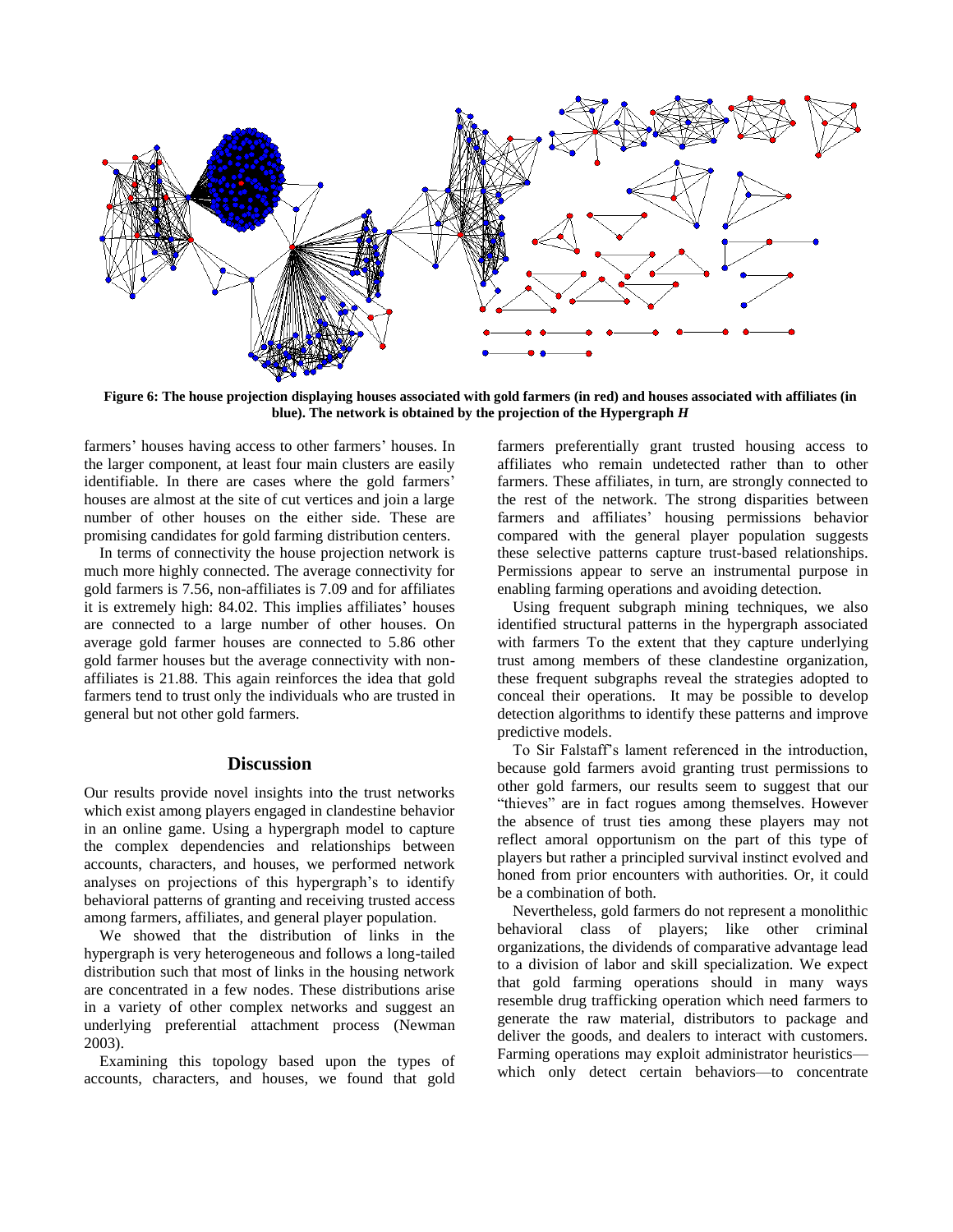**Figure 6: The house projection displaying houses associated with gold farmers (in red) and houses associated with affiliates (in blue). The network is obtained by the projection of the Hypergraph *H***

farmers' houses having access to other farmers' houses. In the larger component, at least four main clusters are easily identifiable. In there are cases where the gold farmers' houses are almost at the site of cut vertices and join a large number of other houses on the either side. These are promising candidates for gold farming distribution centers.

In terms of connectivity the house projection network is much more highly connected. The average connectivity for gold farmers is 7.56, non-affiliates is 7.09 and for affiliates it is extremely high: 84.02. This implies affiliates' houses are connected to a large number of other houses. On average gold farmer houses are connected to 5.86 other gold farmer houses but the average connectivity with non-affiliates is 21.88. This again reinforces the idea that gold farmers tend to trust only the individuals who are trusted in general but not other gold farmers.

## Discussion

Our results provide novel insights into the trust networks which exist among players engaged in clandestine behavior in an online game. Using a hypergraph model to capture the complex dependencies and relationships between accounts, characters, and houses, we performed network analyses on projections of this hypergraph's to identify behavioral patterns of granting and receiving trusted access among farmers, affiliates, and general player population.

We showed that the distribution of links in the hypergraph is very heterogeneous and follows a long-tailed distribution such that most of links in the housing network are concentrated in a few nodes. These distributions arise in a variety of other complex networks and suggest an underlying preferential attachment process (Newman 2003).

Examining this topology based upon the types of accounts, characters, and houses, we found that gold farmers preferentially grant trusted housing access to affiliates who remain undetected rather than to other farmers. These affiliates, in turn, are strongly connected to the rest of the network. The strong disparities between farmers and affiliates' housing permissions behavior compared with the general player population suggests these selective patterns capture trust-based relationships. Permissions appear to serve an instrumental purpose in enabling farming operations and avoiding detection.

Using frequent subgraph mining techniques, we also identified structural patterns in the hypergraph associated with farmers To the extent that they capture underlying trust among members of these clandestine organization, these frequent subgraphs reveal the strategies adopted to conceal their operations. It may be possible to develop detection algorithms to identify these patterns and improve predictive models.

To Sir Falstaff's lament referenced in the introduction, because gold farmers avoid granting trust permissions to other gold farmers, our results seem to suggest that our "thieves" are in fact rogues among themselves. However the absence of trust ties among these players may not reflect amoral opportunism on the part of this type of players but rather a principled survival instinct evolved and honed from prior encounters with authorities. Or, it could be a combination of both.

Nevertheless, gold farmers do not represent a monolithic behavioral class of players; like other criminal organizations, the dividends of comparative advantage lead to a division of labor and skill specialization. We expect that gold farming operations should in many ways resemble drug trafficking operation which need farmers to generate the raw material, distributors to package and deliver the goods, and dealers to interact with customers. Farming operations may exploit administrator heuristics—which only detect certain behaviors—to concentrate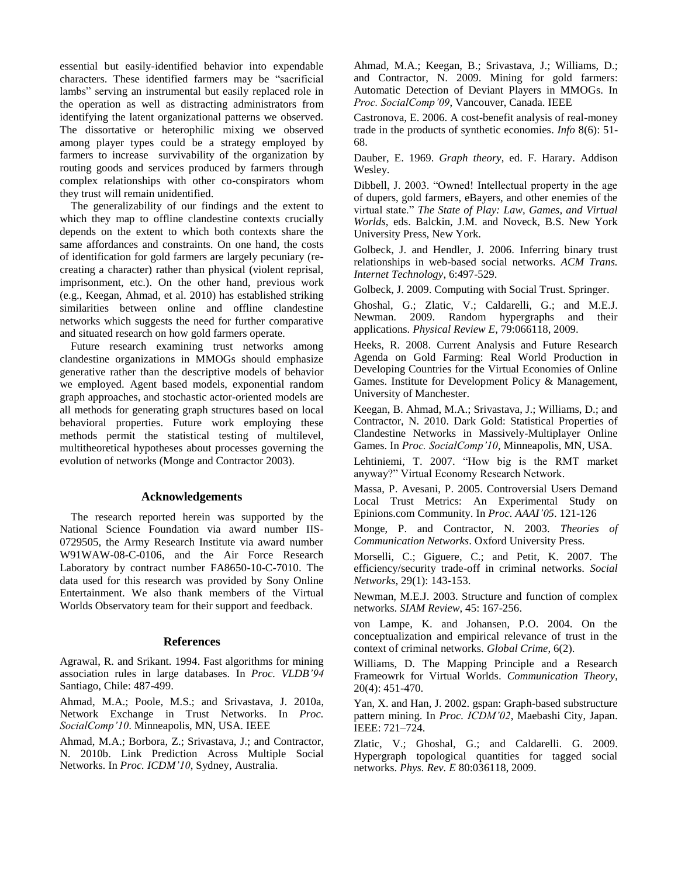essential but easily-identified behavior into expendable characters. These identified farmers may be "sacrificial lambs" serving an instrumental but easily replaced role in the operation as well as distracting administrators from identifying the latent organizational patterns we observed. The dissortative or heterophilic mixing we observed among player types could be a strategy employed by farmers to increase survivability of the organization by routing goods and services produced by farmers through complex relationships with other co-conspirators whom they trust will remain unidentified.

The generalizability of our findings and the extent to which they map to offline clandestine contexts crucially depends on the extent to which both contexts share the same affordances and constraints. On one hand, the costs of identification for gold farmers are largely pecuniary (re-creating a character) rather than physical (violent reprisal, imprisonment, etc.). On the other hand, previous work (e.g., Keegan, Ahmad, et al. 2010) has established striking similarities between online and offline clandestine networks which suggests the need for further comparative and situated research on how gold farmers operate.

Future research examining trust networks among clandestine organizations in MMOGs should emphasize generative rather than the descriptive models of behavior we employed. Agent based models, exponential random graph approaches, and stochastic actor-oriented models are all methods for generating graph structures based on local behavioral properties. Future work employing these methods permit the statistical testing of multilevel, multitheoretical hypotheses about processes governing the evolution of networks (Monge and Contractor 2003).

## Acknowledgements

The research reported herein was supported by the National Science Foundation via award number IIS-0729505, the Army Research Institute via award number W91WAW-08-C-0106, and the Air Force Research Laboratory by contract number FA8650-10-C-7010. The data used for this research was provided by Sony Online Entertainment. We also thank members of the Virtual Worlds Observatory team for their support and feedback.

## References

Agrawal, R. and Srikant. 1994. Fast algorithms for mining association rules in large databases. In *Proc. VLDB'94* Santiago, Chile: 487-499.

Ahmad, M.A.; Poole, M.S.; and Srivastava, J. 2010a, Network Exchange in Trust Networks. In *Proc. SocialComp'10*. Minneapolis, MN, USA. IEEE

Ahmad, M.A.; Borbora, Z.; Srivastava, J.; and Contractor, N. 2010b. Link Prediction Across Multiple Social Networks. In *Proc. ICDM'10*, Sydney, Australia.

Ahmad, M.A.; Keegan, B.; Srivastava, J.; Williams, D.; and Contractor, N. 2009. Mining for gold farmers: Automatic Detection of Deviant Players in MMOGs. In *Proc. SocialComp'09*, Vancouver, Canada. IEEE

Castronova, E. 2006. A cost-benefit analysis of real-money trade in the products of synthetic economies. *Info* 8(6): 51-68.

Dauber, E. 1969. *Graph theory*, ed. F. Harary. Addison Wesley.

Dibbell, J. 2003. "Owned! Intellectual property in the age of dupers, gold farmers, eBayers, and other enemies of the virtual state." *The State of Play: Law, Games, and Virtual Worlds*, eds. Balckin, J.M. and Noveck, B.S. New York University Press, New York.

Golbeck, J. and Hendler, J. 2006. Inferring binary trust relationships in web-based social networks. *ACM Trans. Internet Technology*, 6:497-529.

Golbeck, J. 2009. Computing with Social Trust. Springer.

Ghoshal, G.; Zlatic, V.; Caldarelli, G.; and M.E.J. Newman. 2009. Random hypergraphs and their applications. *Physical Review E*, 79:066118, 2009.

Heeks, R. 2008. Current Analysis and Future Research Agenda on Gold Farming: Real World Production in Developing Countries for the Virtual Economies of Online Games. Institute for Development Policy & Management, University of Manchester.

Keegan, B. Ahmad, M.A.; Srivastava, J.; Williams, D.; and Contractor, N. 2010. Dark Gold: Statistical Properties of Clandestine Networks in Massively-Multiplayer Online Games. In *Proc. SocialComp'10*, Minneapolis, MN, USA.

Lehtiniemi, T. 2007. "How big is the RMT market anyway?" Virtual Economy Research Network.

Massa, P. Avesani, P. 2005. Controversial Users Demand Local Trust Metrics: An Experimental Study on Epinions.com Community. In *Proc. AAAI'05*. 121-126

Monge, P. and Contractor, N. 2003. *Theories of Communication Networks*. Oxford University Press.

Morselli, C.; Giguere, C.; and Petit, K. 2007. The efficiency/security trade-off in criminal networks. *Social Networks*, 29(1): 143-153.

Newman, M.E.J. 2003. Structure and function of complex networks. *SIAM Review*, 45: 167-256.

von Lampe, K. and Johansen, P.O. 2004. On the conceptualization and empirical relevance of trust in the context of criminal networks. *Global Crime*, 6(2).

Williams, D. The Mapping Principle and a Research Frameowrk for Virtual Worlds. *Communication Theory*, 20(4): 451-470.

Yan, X. and Han, J. 2002. gspan: Graph-based substructure pattern mining. In *Proc. ICDM'02*, Maebashi City, Japan. IEEE: 721–724.

Zlatic, V.; Ghoshal, G.; and Caldarelli. G. 2009. Hypergraph topological quantities for tagged social networks. *Phys. Rev. E* 80:036118, 2009.